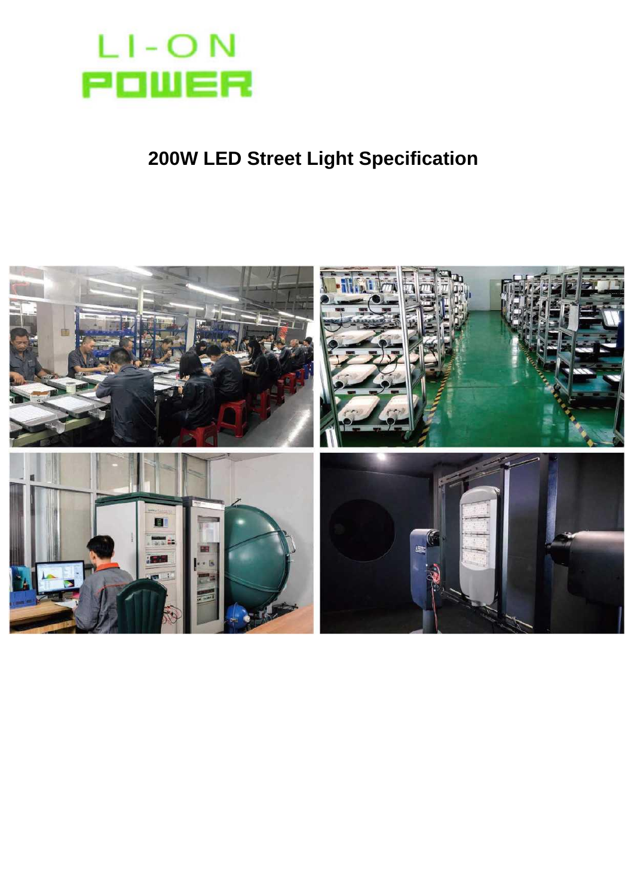LI-ON

POWER

# 200W LED Street Light Specification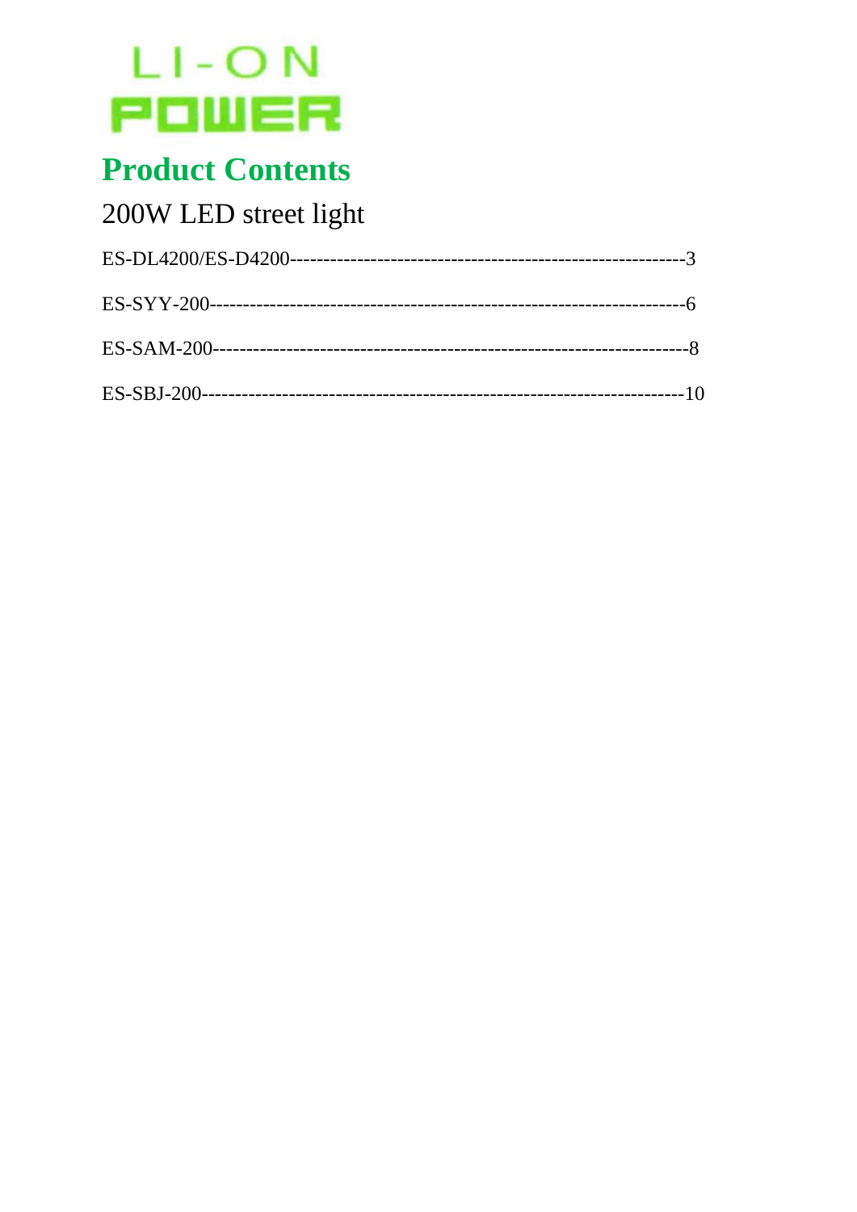LI-ON
POWER

# Product Contents

## 200W LED street light

ES-DL4200/ES-D4200------------------------------------------------------------3

ES-SYY-200---------------------------------------------------------------------6

ES-SAM-200---------------------------------------------------------------------8

ES-SBJ-200----------------------------------------------------------------------10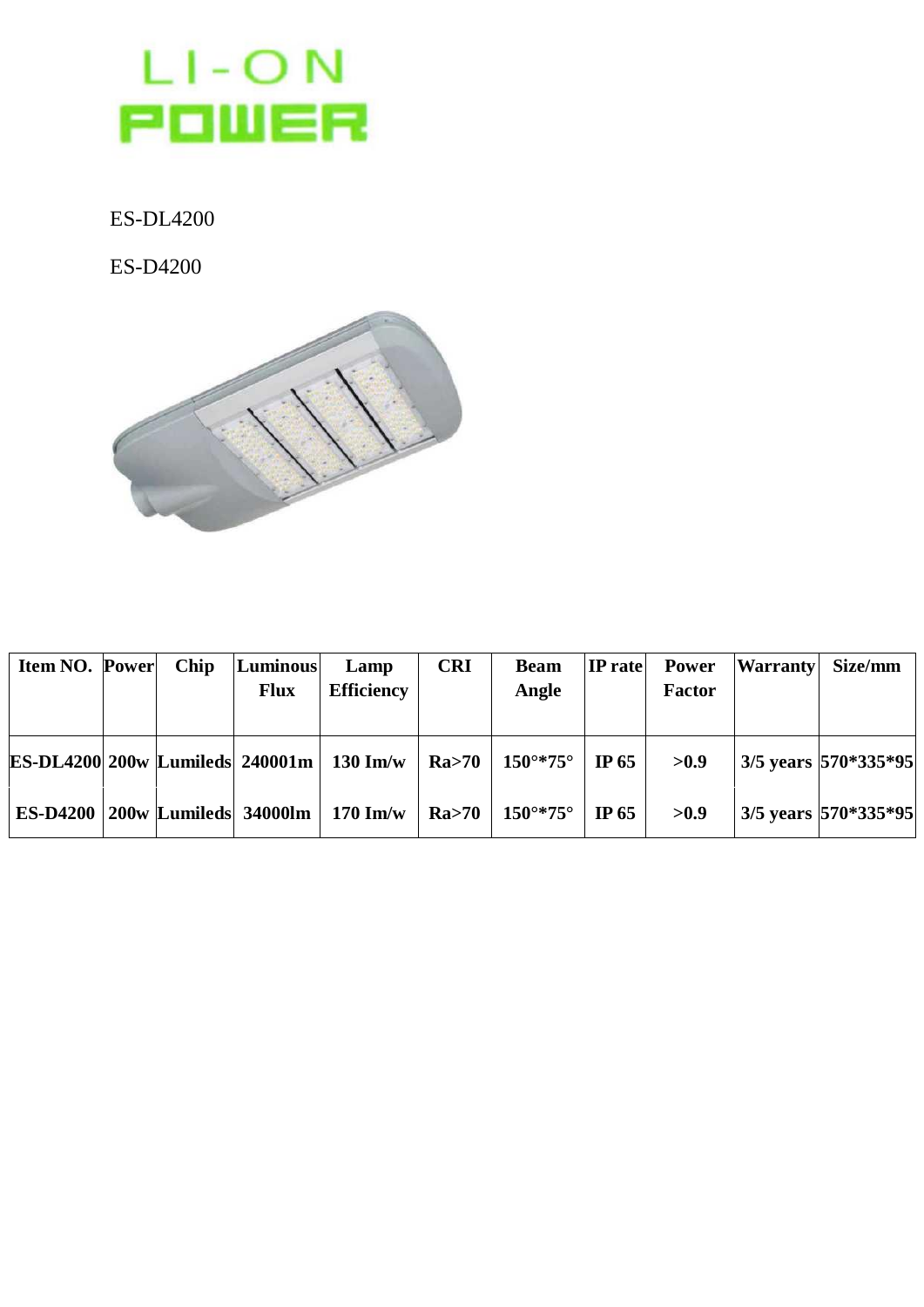LI-ON POWER

ES-DL4200

ES-D4200

| Item NO. | Power | Chip | Luminous Flux | Lamp Efficiency | CRI | Beam Angle | IP rate | Power Factor | Warranty | Size/mm |
|---|---|---|---|---|---|---|---|---|---|---|
| ES-DL4200 | 200w | Lumileds | 240001m | 130 Im/w | Ra>70 | 150°*75° | IP 65 | >0.9 | 3/5 years | 570*335*95 |
| ES-D4200 | 200w | Lumileds | 34000lm | 170 Im/w | Ra>70 | 150°*75° | IP 65 | >0.9 | 3/5 years | 570*335*95 |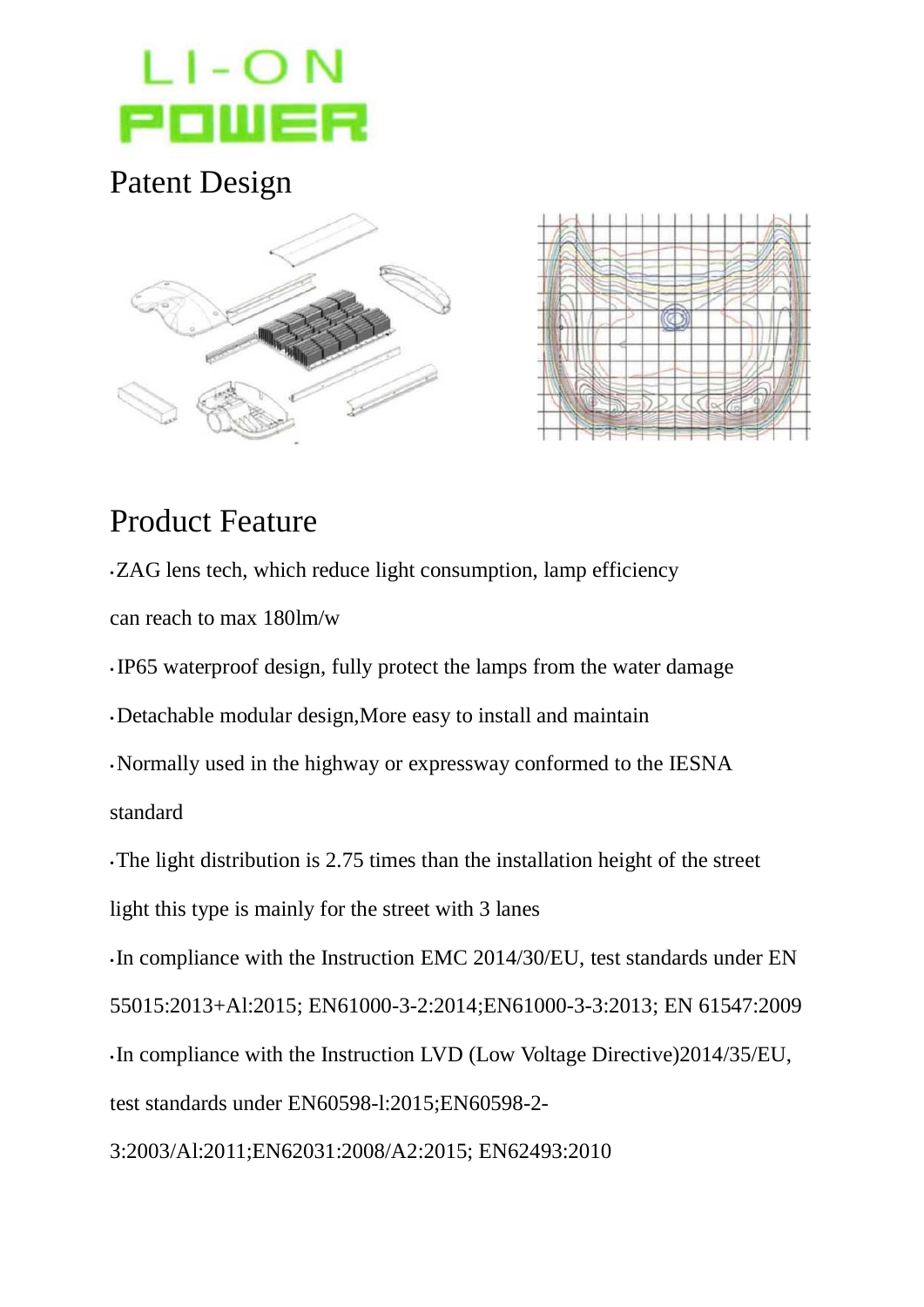LI-ON POWER

## Patent Design

## Product Feature

- ZAG lens tech, which reduce light consumption, lamp efficiency can reach to max 180lm/w
- IP65 waterproof design, fully protect the lamps from the water damage
- Detachable modular design,More easy to install and maintain
- Normally used in the highway or expressway conformed to the IESNA standard
- The light distribution is 2.75 times than the installation height of the street light this type is mainly for the street with 3 lanes
- In compliance with the Instruction EMC 2014/30/EU, test standards under EN 55015:2013+Al:2015; EN61000-3-2:2014;EN61000-3-3:2013; EN 61547:2009
- In compliance with the Instruction LVD (Low Voltage Directive)2014/35/EU, test standards under EN60598-l:2015;EN60598-2-3:2003/Al:2011;EN62031:2008/A2:2015; EN62493:2010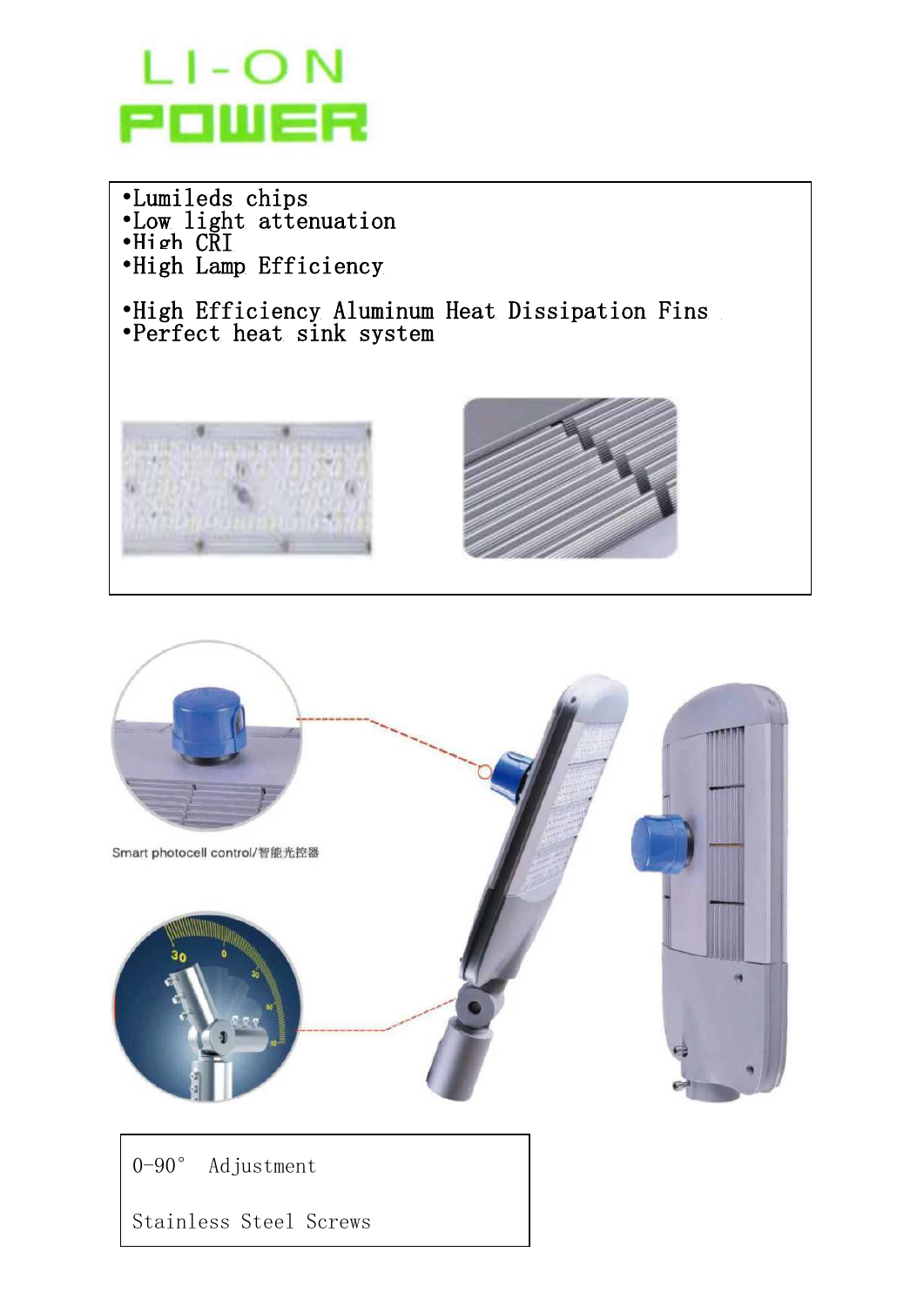LI-ON
POWER

- •Lumileds chips
- •Low light attenuation
- •High CRI
- •High Lamp Efficiency

- •High Efficiency Aluminum Heat Dissipation Fins
- •Perfect heat sink system

Smart photocell control/智能光控器

0-90° Adjustment

Stainless Steel Screws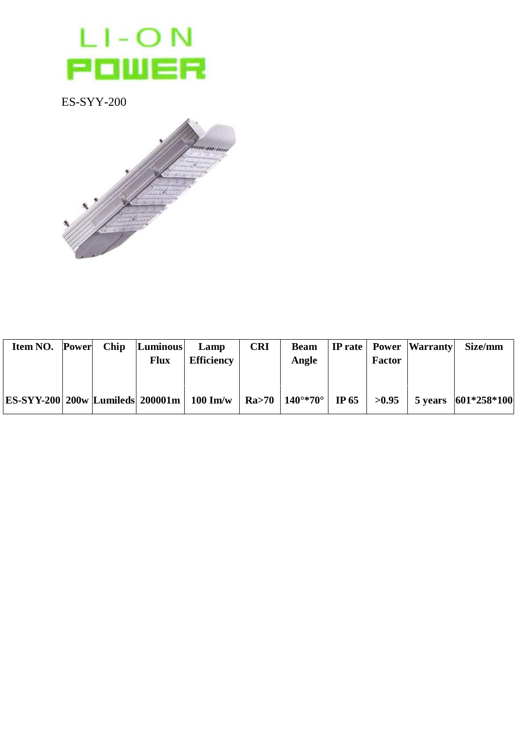LI-ON POWER

ES-SYY-200

| Item NO. | Power | Chip | Luminous Flux | Lamp Efficiency | CRI | Beam Angle | IP rate | Power Factor | Warranty | Size/mm |
|---|---|---|---|---|---|---|---|---|---|---|
| ES-SYY-200 | 200w | Lumileds | 200001m | 100 Im/w | Ra>70 | 140°*70° | IP 65 | >0.95 | 5 years | 601*258*100 |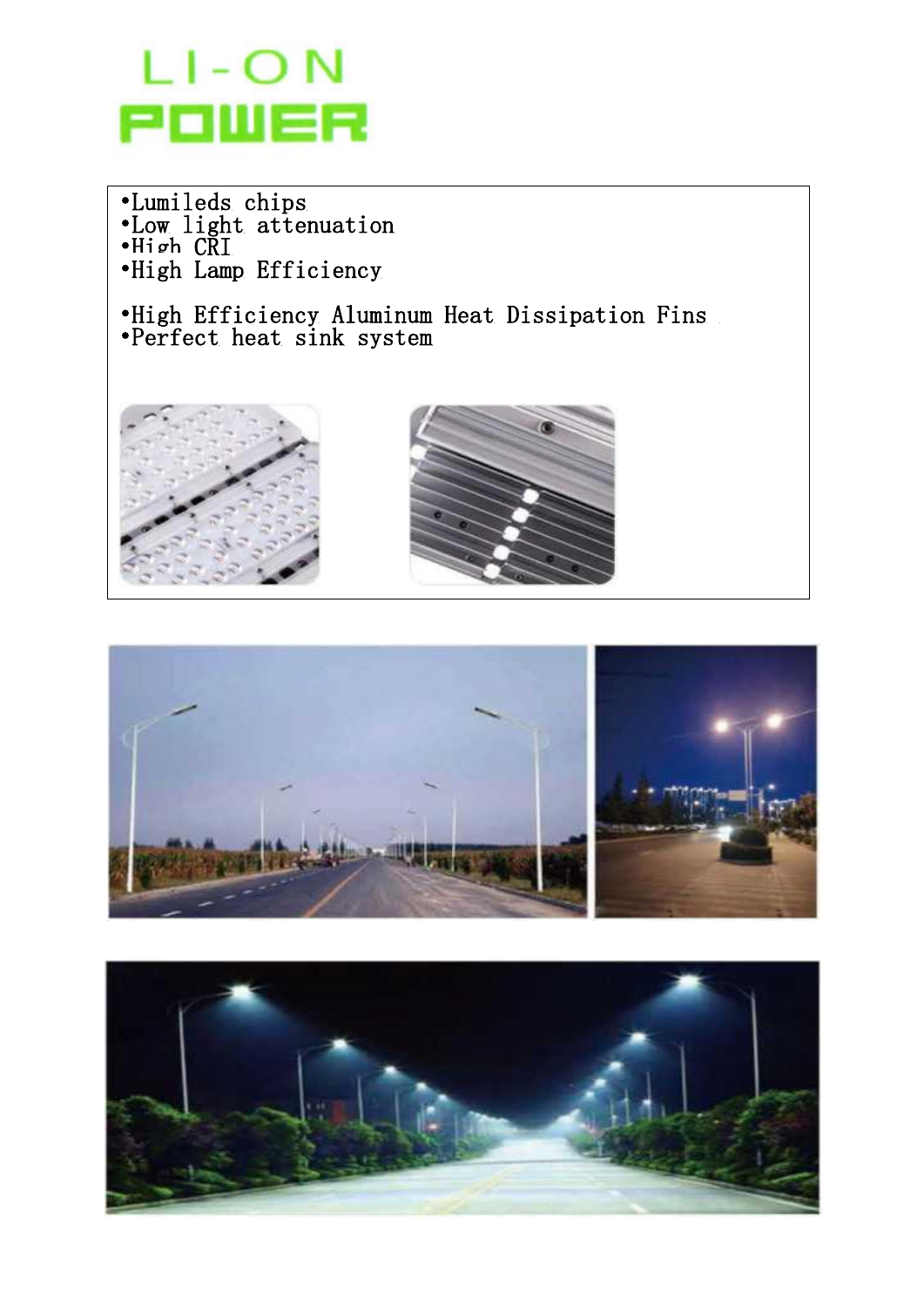LI-ON

POWER

- Lumileds chips
- Low light attenuation
- High CRI
- High Lamp Efficiency

- High Efficiency Aluminum Heat Dissipation Fins
- Perfect heat sink system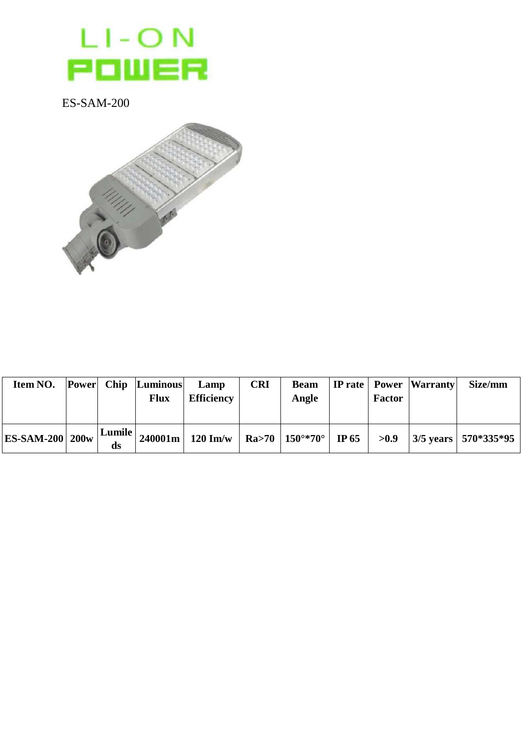LI-ON POWER

ES-SAM-200

| Item NO. | Power | Chip | Luminous Flux | Lamp Efficiency | CRI | Beam Angle | IP rate | Power Factor | Warranty | Size/mm |
|---|---|---|---|---|---|---|---|---|---|---|
| ES-SAM-200 | 200w | Lumileds | 240001m | 120 Im/w | Ra>70 | 150°*70° | IP 65 | >0.9 | 3/5 years | 570*335*95 |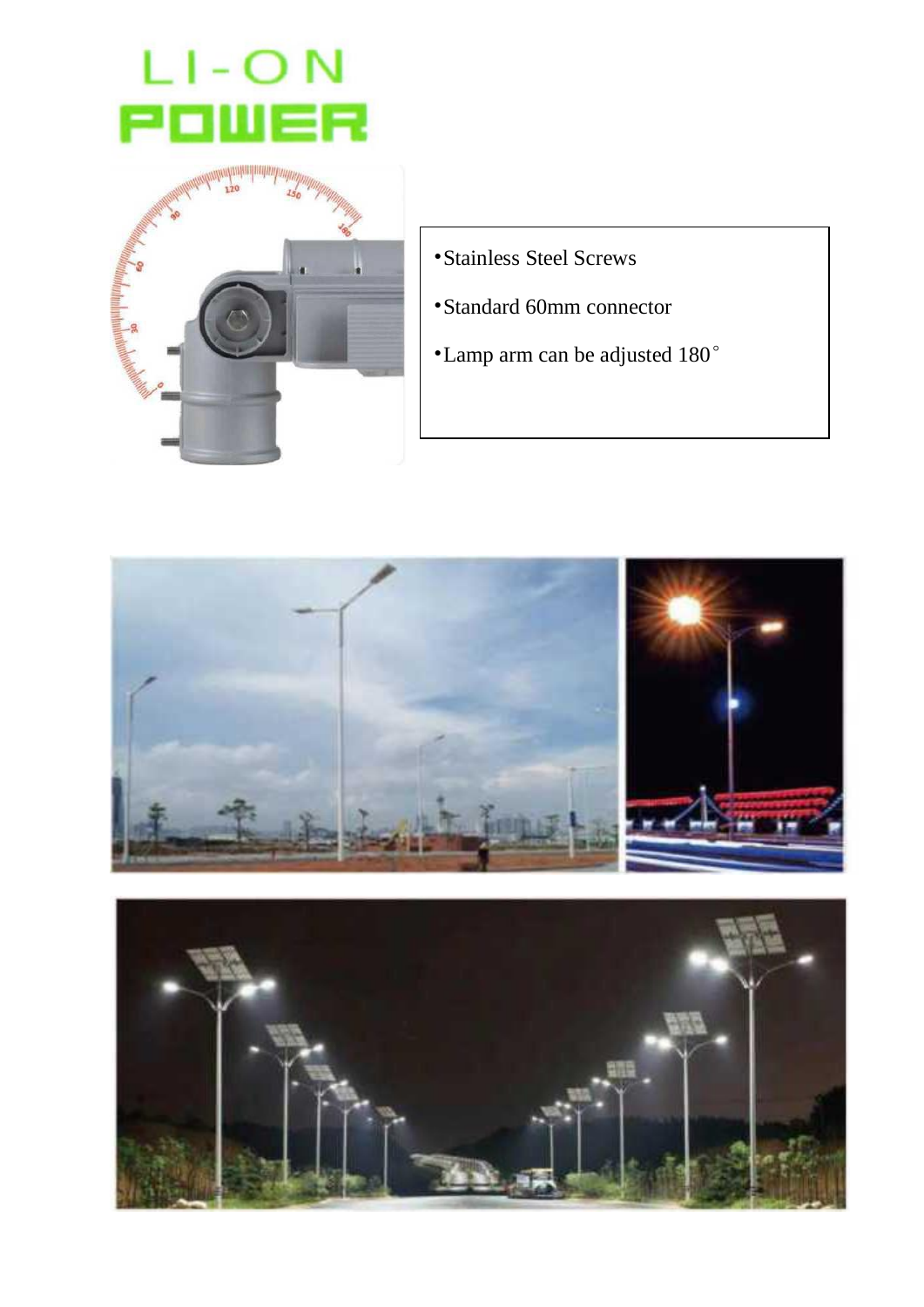LI-ON POWER

- Stainless Steel Screws
- Standard 60mm connector
- Lamp arm can be adjusted 180°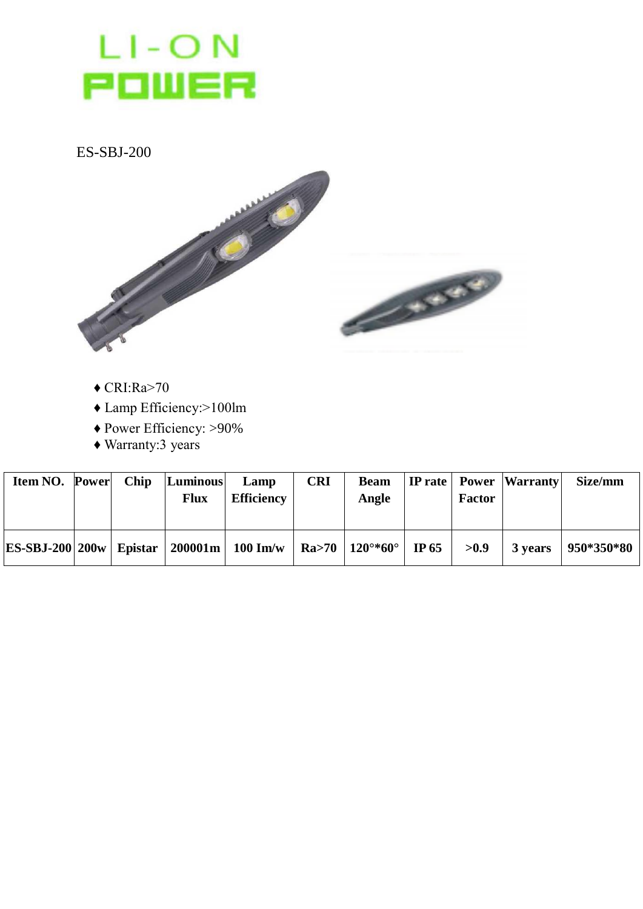LI-ON POWER

ES-SBJ-200

- ♦ CRI:Ra>70
- ♦ Lamp Efficiency:>100lm
- ♦ Power Efficiency: >90%
- ♦ Warranty:3 years

| Item NO. | Power | Chip | Luminous Flux | Lamp Efficiency | CRI | Beam Angle | IP rate | Power Factor | Warranty | Size/mm |
|---|---|---|---|---|---|---|---|---|---|---|
| ES-SBJ-200 | 200w | Epistar | 200001m | 100 Im/w | Ra>70 | 120°*60° | IP 65 | >0.9 | 3 years | 950*350*80 |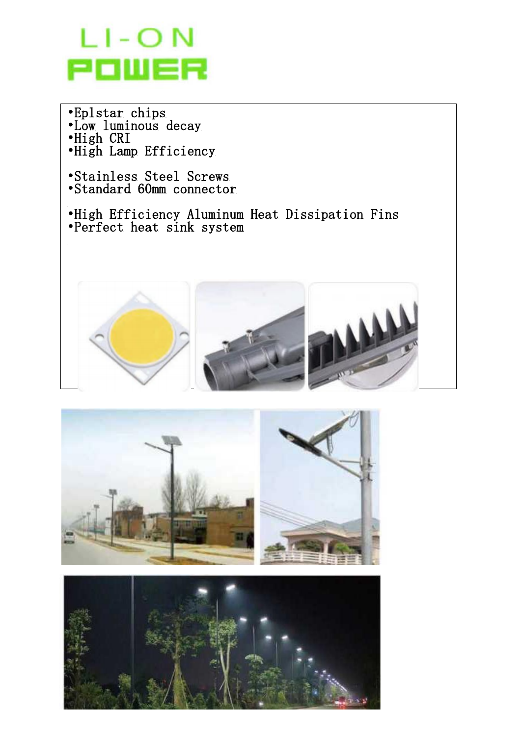# LI-ON POWER

- •Eplstar chips
- •Low luminous decay
- •High CRI
- •High Lamp Efficiency

- •Stainless Steel Screws
- •Standard 60mm connector

- •High Efficiency Aluminum Heat Dissipation Fins
- •Perfect heat sink system